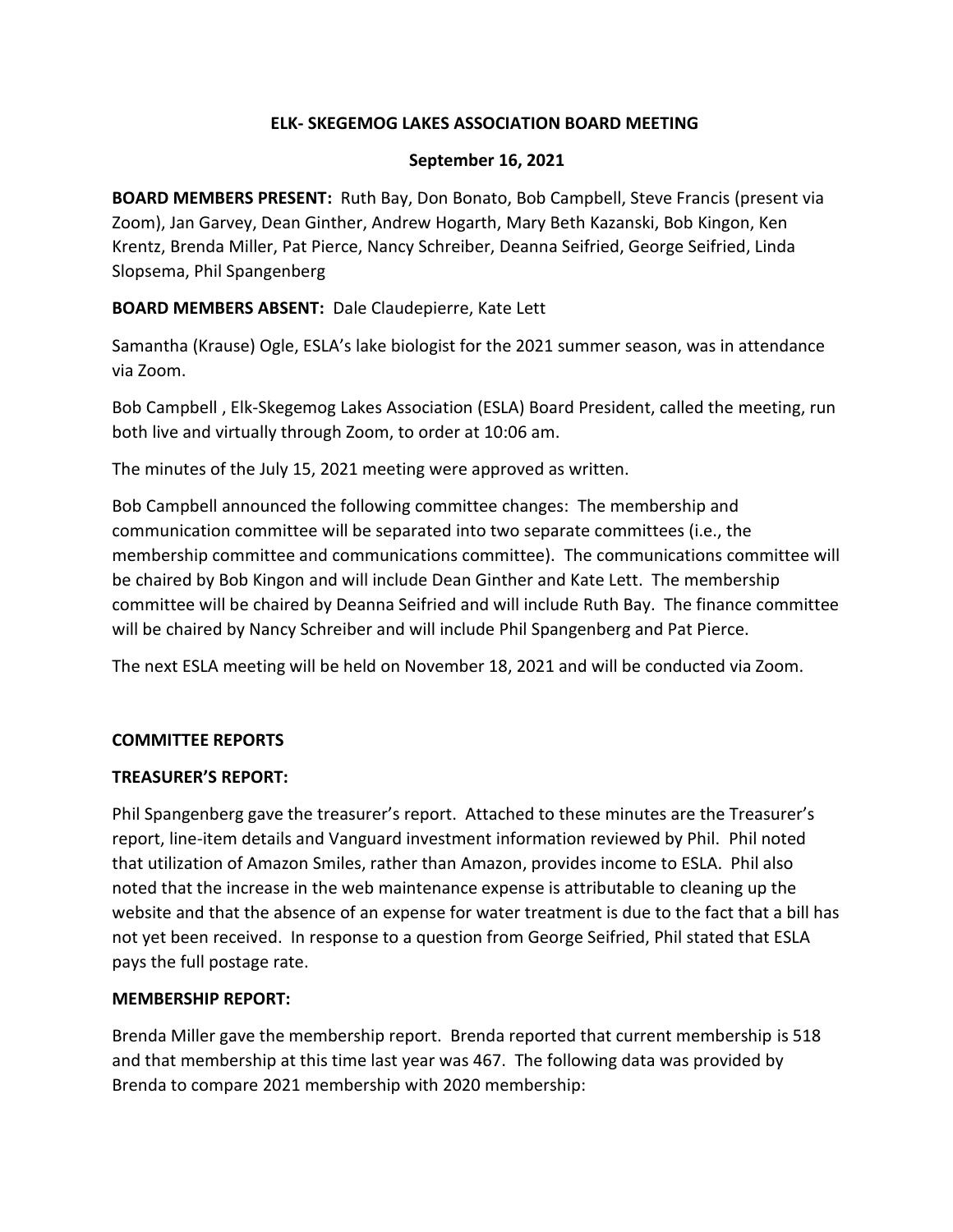# ELK- SKEGEMOG LAKES ASSOCIATION BOARD MEETING

## September 16, 2021

**BOARD MEMBERS PRESENT:** Ruth Bay, Don Bonato, Bob Campbell, Steve Francis (present via Zoom), Jan Garvey, Dean Ginther, Andrew Hogarth, Mary Beth Kazanski, Bob Kingon, Ken Krentz, Brenda Miller, Pat Pierce, Nancy Schreiber, Deanna Seifried, George Seifried, Linda Slopsema, Phil Spangenberg

**BOARD MEMBERS ABSENT:** Dale Claudepierre, Kate Lett

Samantha (Krause) Ogle, ESLA's lake biologist for the 2021 summer season, was in attendance via Zoom.

Bob Campbell , Elk-Skegemog Lakes Association (ESLA) Board President, called the meeting, run both live and virtually through Zoom, to order at 10:06 am.

The minutes of the July 15, 2021 meeting were approved as written.

Bob Campbell announced the following committee changes: The membership and communication committee will be separated into two separate committees (i.e., the membership committee and communications committee). The communications committee will be chaired by Bob Kingon and will include Dean Ginther and Kate Lett. The membership committee will be chaired by Deanna Seifried and will include Ruth Bay. The finance committee will be chaired by Nancy Schreiber and will include Phil Spangenberg and Pat Pierce.

The next ESLA meeting will be held on November 18, 2021 and will be conducted via Zoom.

**COMMITTEE REPORTS**

**TREASURER'S REPORT:**

Phil Spangenberg gave the treasurer's report. Attached to these minutes are the Treasurer's report, line-item details and Vanguard investment information reviewed by Phil. Phil noted that utilization of Amazon Smiles, rather than Amazon, provides income to ESLA. Phil also noted that the increase in the web maintenance expense is attributable to cleaning up the website and that the absence of an expense for water treatment is due to the fact that a bill has not yet been received. In response to a question from George Seifried, Phil stated that ESLA pays the full postage rate.

**MEMBERSHIP REPORT:**

Brenda Miller gave the membership report. Brenda reported that current membership is 518 and that membership at this time last year was 467. The following data was provided by Brenda to compare 2021 membership with 2020 membership: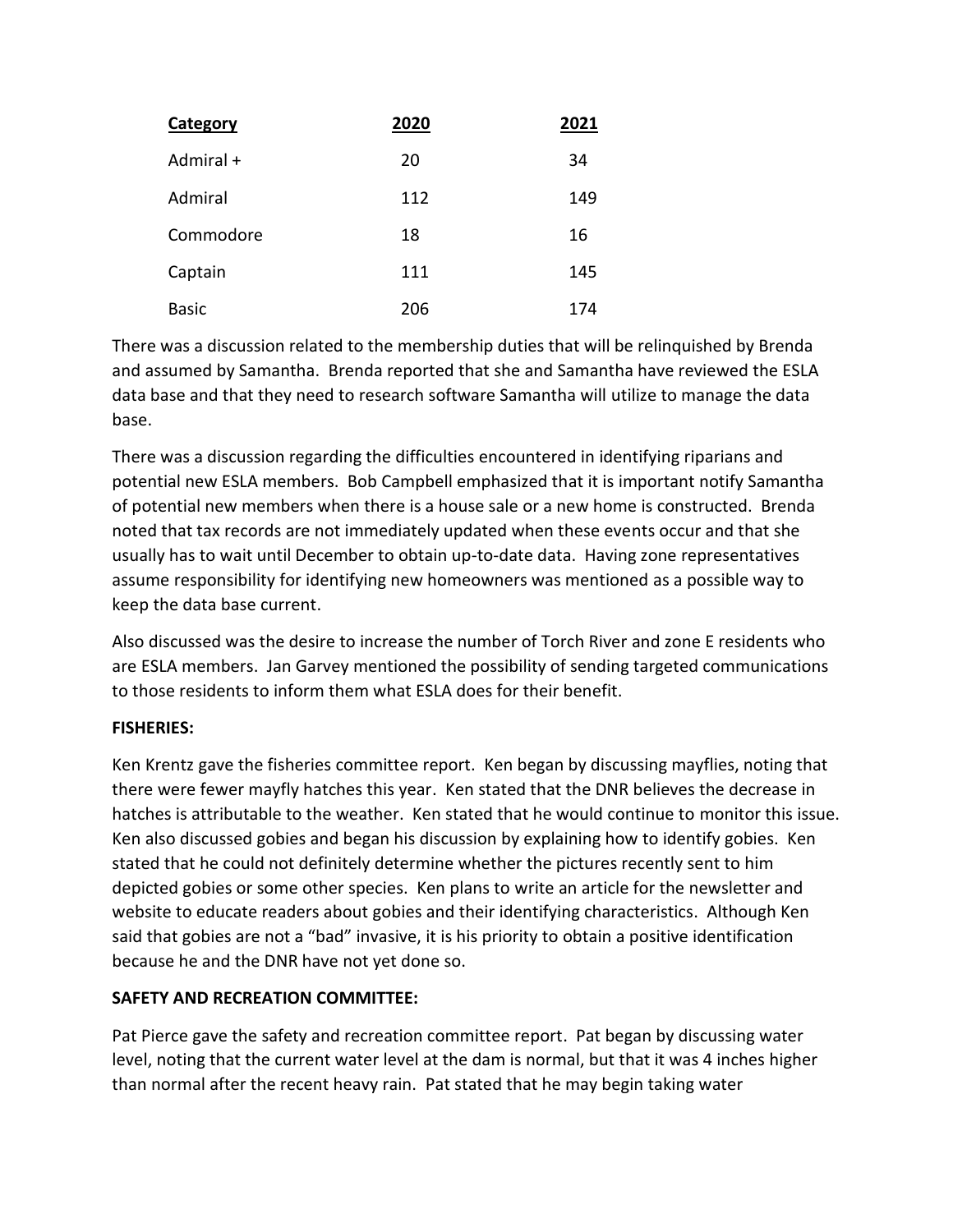| Category | 2020 | 2021 |
|---|---|---|
| Admiral + | 20 | 34 |
| Admiral | 112 | 149 |
| Commodore | 18 | 16 |
| Captain | 111 | 145 |
| Basic | 206 | 174 |

There was a discussion related to the membership duties that will be relinquished by Brenda and assumed by Samantha. Brenda reported that she and Samantha have reviewed the ESLA data base and that they need to research software Samantha will utilize to manage the data base.

There was a discussion regarding the difficulties encountered in identifying riparians and potential new ESLA members. Bob Campbell emphasized that it is important notify Samantha of potential new members when there is a house sale or a new home is constructed. Brenda noted that tax records are not immediately updated when these events occur and that she usually has to wait until December to obtain up-to-date data. Having zone representatives assume responsibility for identifying new homeowners was mentioned as a possible way to keep the data base current.

Also discussed was the desire to increase the number of Torch River and zone E residents who are ESLA members. Jan Garvey mentioned the possibility of sending targeted communications to those residents to inform them what ESLA does for their benefit.

**FISHERIES:**

Ken Krentz gave the fisheries committee report. Ken began by discussing mayflies, noting that there were fewer mayfly hatches this year. Ken stated that the DNR believes the decrease in hatches is attributable to the weather. Ken stated that he would continue to monitor this issue. Ken also discussed gobies and began his discussion by explaining how to identify gobies. Ken stated that he could not definitely determine whether the pictures recently sent to him depicted gobies or some other species. Ken plans to write an article for the newsletter and website to educate readers about gobies and their identifying characteristics. Although Ken said that gobies are not a "bad" invasive, it is his priority to obtain a positive identification because he and the DNR have not yet done so.

**SAFETY AND RECREATION COMMITTEE:**

Pat Pierce gave the safety and recreation committee report. Pat began by discussing water level, noting that the current water level at the dam is normal, but that it was 4 inches higher than normal after the recent heavy rain. Pat stated that he may begin taking water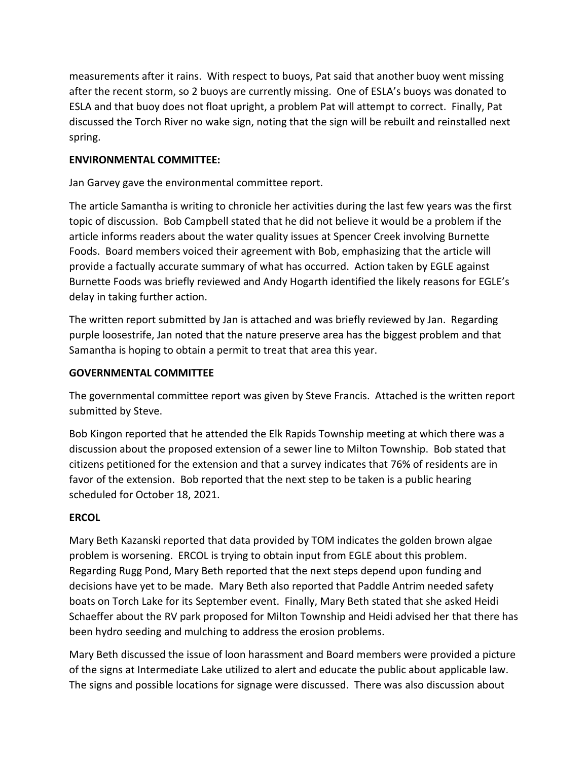measurements after it rains. With respect to buoys, Pat said that another buoy went missing after the recent storm, so 2 buoys are currently missing. One of ESLA's buoys was donated to ESLA and that buoy does not float upright, a problem Pat will attempt to correct. Finally, Pat discussed the Torch River no wake sign, noting that the sign will be rebuilt and reinstalled next spring.

**ENVIRONMENTAL COMMITTEE:**

Jan Garvey gave the environmental committee report.

The article Samantha is writing to chronicle her activities during the last few years was the first topic of discussion. Bob Campbell stated that he did not believe it would be a problem if the article informs readers about the water quality issues at Spencer Creek involving Burnette Foods. Board members voiced their agreement with Bob, emphasizing that the article will provide a factually accurate summary of what has occurred. Action taken by EGLE against Burnette Foods was briefly reviewed and Andy Hogarth identified the likely reasons for EGLE's delay in taking further action.

The written report submitted by Jan is attached and was briefly reviewed by Jan. Regarding purple loosestrife, Jan noted that the nature preserve area has the biggest problem and that Samantha is hoping to obtain a permit to treat that area this year.

**GOVERNMENTAL COMMITTEE**

The governmental committee report was given by Steve Francis. Attached is the written report submitted by Steve.

Bob Kingon reported that he attended the Elk Rapids Township meeting at which there was a discussion about the proposed extension of a sewer line to Milton Township. Bob stated that citizens petitioned for the extension and that a survey indicates that 76% of residents are in favor of the extension. Bob reported that the next step to be taken is a public hearing scheduled for October 18, 2021.

**ERCOL**

Mary Beth Kazanski reported that data provided by TOM indicates the golden brown algae problem is worsening. ERCOL is trying to obtain input from EGLE about this problem. Regarding Rugg Pond, Mary Beth reported that the next steps depend upon funding and decisions have yet to be made. Mary Beth also reported that Paddle Antrim needed safety boats on Torch Lake for its September event. Finally, Mary Beth stated that she asked Heidi Schaeffer about the RV park proposed for Milton Township and Heidi advised her that there has been hydro seeding and mulching to address the erosion problems.

Mary Beth discussed the issue of loon harassment and Board members were provided a picture of the signs at Intermediate Lake utilized to alert and educate the public about applicable law. The signs and possible locations for signage were discussed. There was also discussion about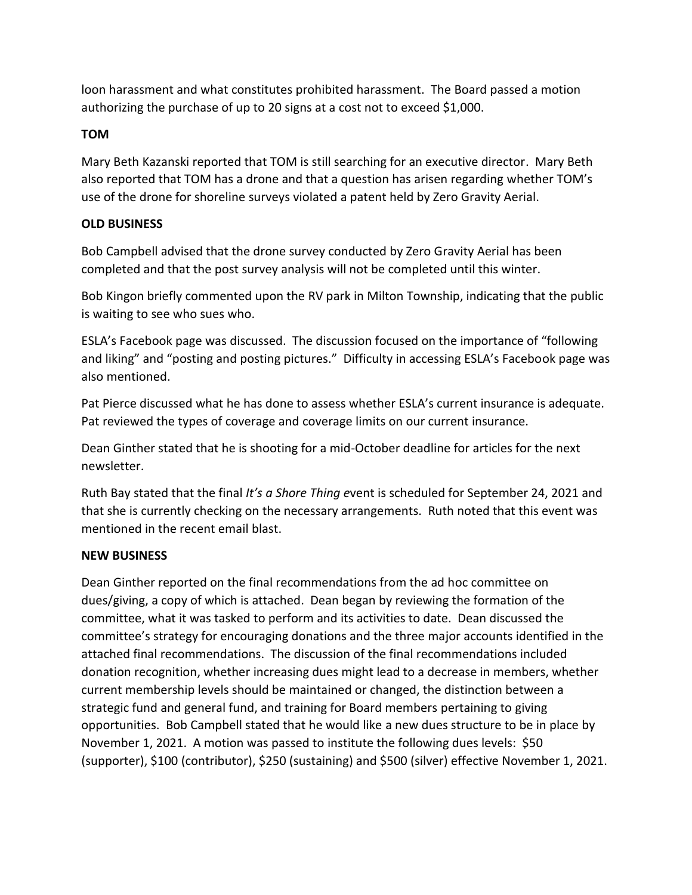loon harassment and what constitutes prohibited harassment. The Board passed a motion authorizing the purchase of up to 20 signs at a cost not to exceed $1,000.

**TOM**

Mary Beth Kazanski reported that TOM is still searching for an executive director. Mary Beth also reported that TOM has a drone and that a question has arisen regarding whether TOM's use of the drone for shoreline surveys violated a patent held by Zero Gravity Aerial.

**OLD BUSINESS**

Bob Campbell advised that the drone survey conducted by Zero Gravity Aerial has been completed and that the post survey analysis will not be completed until this winter.

Bob Kingon briefly commented upon the RV park in Milton Township, indicating that the public is waiting to see who sues who.

ESLA's Facebook page was discussed. The discussion focused on the importance of "following and liking" and "posting and posting pictures." Difficulty in accessing ESLA's Facebook page was also mentioned.

Pat Pierce discussed what he has done to assess whether ESLA's current insurance is adequate. Pat reviewed the types of coverage and coverage limits on our current insurance.

Dean Ginther stated that he is shooting for a mid-October deadline for articles for the next newsletter.

Ruth Bay stated that the final *It's a Shore Thing e*vent is scheduled for September 24, 2021 and that she is currently checking on the necessary arrangements. Ruth noted that this event was mentioned in the recent email blast.

**NEW BUSINESS**

Dean Ginther reported on the final recommendations from the ad hoc committee on dues/giving, a copy of which is attached. Dean began by reviewing the formation of the committee, what it was tasked to perform and its activities to date. Dean discussed the committee's strategy for encouraging donations and the three major accounts identified in the attached final recommendations. The discussion of the final recommendations included donation recognition, whether increasing dues might lead to a decrease in members, whether current membership levels should be maintained or changed, the distinction between a strategic fund and general fund, and training for Board members pertaining to giving opportunities. Bob Campbell stated that he would like a new dues structure to be in place by November 1, 2021. A motion was passed to institute the following dues levels: $50 (supporter), $100 (contributor), $250 (sustaining) and $500 (silver) effective November 1, 2021.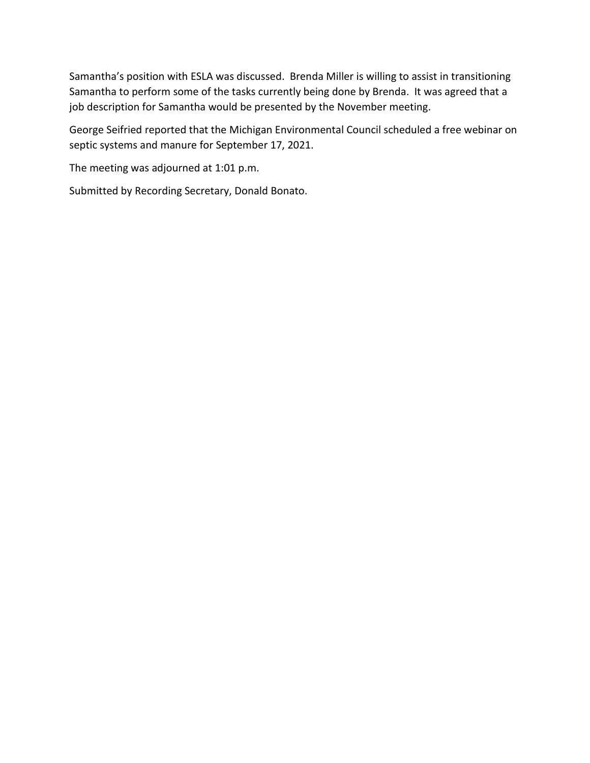Samantha's position with ESLA was discussed. Brenda Miller is willing to assist in transitioning Samantha to perform some of the tasks currently being done by Brenda. It was agreed that a job description for Samantha would be presented by the November meeting.

George Seifried reported that the Michigan Environmental Council scheduled a free webinar on septic systems and manure for September 17, 2021.

The meeting was adjourned at 1:01 p.m.

Submitted by Recording Secretary, Donald Bonato.